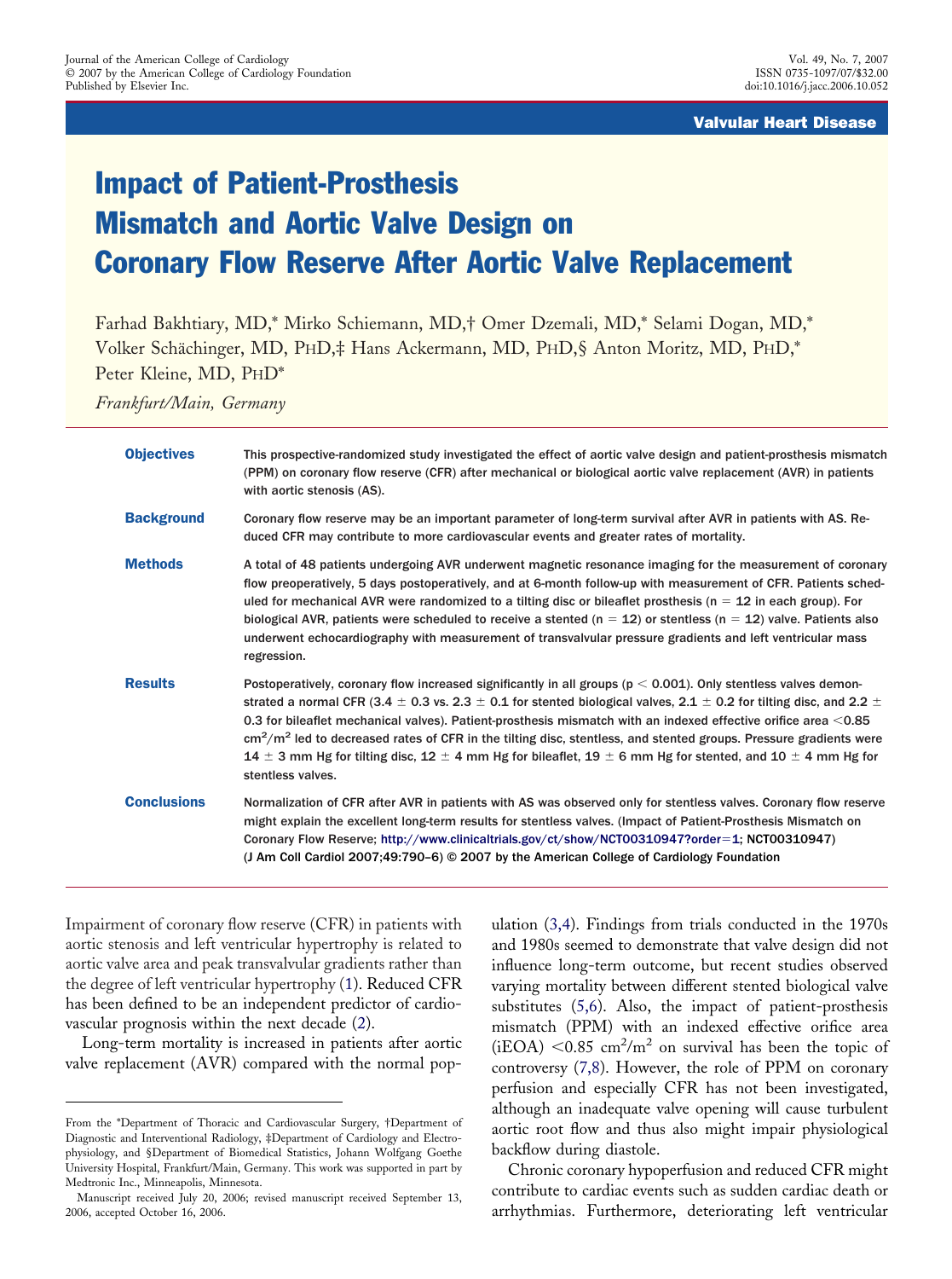Valvular Heart Disease

# Impact of Patient-Prosthesis Mismatch and Aortic Valve Design on Coronary Flow Reserve After Aortic Valve Replacement

Farhad Bakhtiary, MD,* Mirko Schiemann, MD,† Omer Dzemali, MD,* Selami Dogan, MD,* Volker Schächinger, MD, PhD,‡ Hans Ackermann, MD, PhD,§ Anton Moritz, MD, PhD,* Peter Kleine, MD, PhD*

*Frankfurt/Main, Germany*

**Objectives** This prospective-randomized study investigated the effect of aortic valve design and patient-prosthesis mismatch (PPM) on coronary flow reserve (CFR) after mechanical or biological aortic valve replacement (AVR) in patients with aortic stenosis (AS).

**Background** Coronary flow reserve may be an important parameter of long-term survival after AVR in patients with AS. Reduced CFR may contribute to more cardiovascular events and greater rates of mortality.

**Methods** A total of 48 patients undergoing AVR underwent magnetic resonance imaging for the measurement of coronary flow preoperatively, 5 days postoperatively, and at 6-month follow-up with measurement of CFR. Patients scheduled for mechanical AVR were randomized to a tilting disc or bileaflet prosthesis (n = 12 in each group). For biological AVR, patients were scheduled to receive a stented (n = 12) or stentless (n = 12) valve. Patients also underwent echocardiography with measurement of transvalvular pressure gradients and left ventricular mass regression.

**Results** Postoperatively, coronary flow increased significantly in all groups ($p < 0.001$). Only stentless valves demonstrated a normal CFR (3.4 ± 0.3 vs. 2.3 ± 0.1 for stented biological valves, 2.1 ± 0.2 for tilting disc, and 2.2 ± 0.3 for bileaflet mechanical valves). Patient-prosthesis mismatch with an indexed effective orifice area <0.85 $cm^2/m^2$ led to decreased rates of CFR in the tilting disc, stentless, and stented groups. Pressure gradients were 14 ± 3 mm Hg for tilting disc, 12 ± 4 mm Hg for bileaflet, 19 ± 6 mm Hg for stented, and 10 ± 4 mm Hg for stentless valves.

**Conclusions** Normalization of CFR after AVR in patients with AS was observed only for stentless valves. Coronary flow reserve might explain the excellent long-term results for stentless valves. (Impact of Patient-Prosthesis Mismatch on Coronary Flow Reserve; http://www.clinicaltrials.gov/ct/show/NCT00310947?order=1; NCT00310947) (J Am Coll Cardiol 2007;49:790–6) © 2007 by the American College of Cardiology Foundation

Impairment of coronary flow reserve (CFR) in patients with aortic stenosis and left ventricular hypertrophy is related to aortic valve area and peak transvalvular gradients rather than the degree of left ventricular hypertrophy (1). Reduced CFR has been defined to be an independent predictor of cardiovascular prognosis within the next decade (2).

Long-term mortality is increased in patients after aortic valve replacement (AVR) compared with the normal population (3,4). Findings from trials conducted in the 1970s and 1980s seemed to demonstrate that valve design did not influence long-term outcome, but recent studies observed varying mortality between different stented biological valve substitutes (5,6). Also, the impact of patient-prosthesis mismatch (PPM) with an indexed effective orifice area (iEOA) <0.85 $cm^2/m^2$ on survival has been the topic of controversy (7,8). However, the role of PPM on coronary perfusion and especially CFR has not been investigated, although an inadequate valve opening will cause turbulent aortic root flow and thus also might impair physiological backflow during diastole.

Chronic coronary hypoperfusion and reduced CFR might contribute to cardiac events such as sudden cardiac death or arrhythmias. Furthermore, deteriorating left ventricular

From the *Department of Thoracic and Cardiovascular Surgery, †Department of Diagnostic and Interventional Radiology, ‡Department of Cardiology and Electrophysiology, and §Department of Biomedical Statistics, Johann Wolfgang Goethe University Hospital, Frankfurt/Main, Germany. This work was supported in part by Medtronic Inc., Minneapolis, Minnesota.

Manuscript received July 20, 2006; revised manuscript received September 13, 2006, accepted October 16, 2006.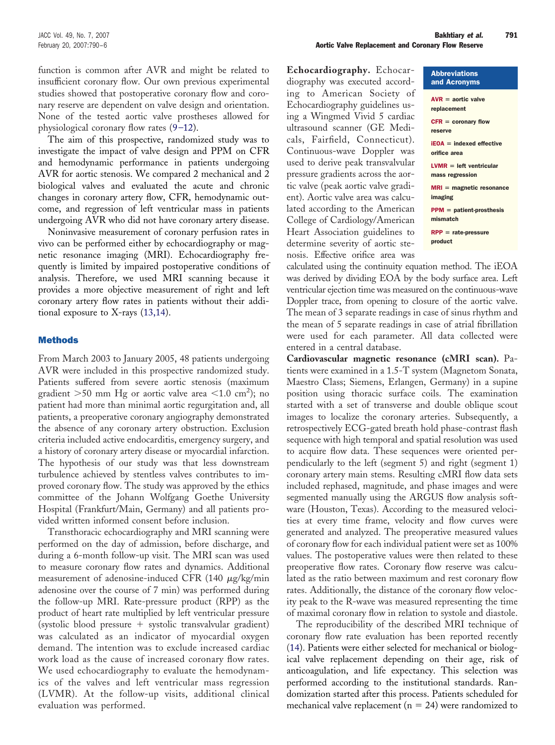function is common after AVR and might be related to insufficient coronary flow. Our own previous experimental studies showed that postoperative coronary flow and coronary reserve are dependent on valve design and orientation. None of the tested aortic valve prostheses allowed for physiological coronary flow rates (9–12).

The aim of this prospective, randomized study was to investigate the impact of valve design and PPM on CFR and hemodynamic performance in patients undergoing AVR for aortic stenosis. We compared 2 mechanical and 2 biological valves and evaluated the acute and chronic changes in coronary artery flow, CFR, hemodynamic outcome, and regression of left ventricular mass in patients undergoing AVR who did not have coronary artery disease.

Noninvasive measurement of coronary perfusion rates in vivo can be performed either by echocardiography or magnetic resonance imaging (MRI). Echocardiography frequently is limited by impaired postoperative conditions of analysis. Therefore, we used MRI scanning because it provides a more objective measurement of right and left coronary artery flow rates in patients without their additional exposure to X-rays (13,14).

## Methods

From March 2003 to January 2005, 48 patients undergoing AVR were included in this prospective randomized study. Patients suffered from severe aortic stenosis (maximum gradient >50 mm Hg or aortic valve area $<1.0$ cm$^2$); no patient had more than minimal aortic regurgitation and, all patients, a preoperative coronary angiography demonstrated the absence of any coronary artery obstruction. Exclusion criteria included active endocarditis, emergency surgery, and a history of coronary artery disease or myocardial infarction. The hypothesis of our study was that less downstream turbulence achieved by stentless valves contributes to improved coronary flow. The study was approved by the ethics committee of the Johann Wolfgang Goethe University Hospital (Frankfurt/Main, Germany) and all patients provided written informed consent before inclusion.

Transthoracic echocardiography and MRI scanning were performed on the day of admission, before discharge, and during a 6-month follow-up visit. The MRI scan was used to measure coronary flow rates and dynamics. Additional measurement of adenosine-induced CFR (140 $\mu$g/kg/min adenosine over the course of 7 min) was performed during the follow-up MRI. Rate-pressure product (RPP) as the product of heart rate multiplied by left ventricular pressure (systolic blood pressure + systolic transvalvular gradient) was calculated as an indicator of myocardial oxygen demand. The intention was to exclude increased cardiac work load as the cause of increased coronary flow rates. We used echocardiography to evaluate the hemodynamics of the valves and left ventricular mass regression (LVMR). At the follow-up visits, additional clinical evaluation was performed.

**Abbreviations and Acronyms**

**AVR** = aortic valve replacement

**CFR** = coronary flow reserve

**iEOA** = indexed effective orifice area

**LVMR** = left ventricular mass regression

**MRI** = magnetic resonance imaging

**PPM** = patient-prosthesis mismatch

**RPP** = rate-pressure product

**Echocardiography.** Echocardiography was executed according to American Society of Echocardiography guidelines using a Wingmed Vivid 5 cardiac ultrasound scanner (GE Medicals, Fairfield, Connecticut). Continuous-wave Doppler was used to derive peak transvalvular pressure gradients across the aortic valve (peak aortic valve gradient). Aortic valve area was calculated according to the American College of Cardiology/American Heart Association guidelines to determine severity of aortic stenosis. Effective orifice area was calculated using the continuity equation method. The iEOA was derived by dividing EOA by the body surface area. Left ventricular ejection time was measured on the continuous-wave Doppler trace, from opening to closure of the aortic valve. The mean of 3 separate readings in case of sinus rhythm and the mean of 5 separate readings in case of atrial fibrillation were used for each parameter. All data collected were entered in a central database.

**Cardiovascular magnetic resonance (cMRI scan).** Patients were examined in a 1.5-T system (Magnetom Sonata, Maestro Class; Siemens, Erlangen, Germany) in a supine position using thoracic surface coils. The examination started with a set of transverse and double oblique scout images to localize the coronary arteries. Subsequently, a retrospectively ECG-gated breath hold phase-contrast flash sequence with high temporal and spatial resolution was used to acquire flow data. These sequences were oriented perpendicularly to the left (segment 5) and right (segment 1) coronary artery main stems. Resulting cMRI flow data sets included rephased, magnitude, and phase images and were segmented manually using the ARGUS flow analysis software (Houston, Texas). According to the measured velocities at every time frame, velocity and flow curves were generated and analyzed. The preoperative measured values of coronary flow for each individual patient were set as 100% values. The postoperative values were then related to these preoperative flow rates. Coronary flow reserve was calculated as the ratio between maximum and rest coronary flow rates. Additionally, the distance of the coronary flow velocity peak to the R-wave was measured representing the time of maximal coronary flow in relation to systole and diastole.

The reproducibility of the described MRI technique of coronary flow rate evaluation has been reported recently (14). Patients were either selected for mechanical or biological valve replacement depending on their age, risk of anticoagulation, and life expectancy. This selection was performed according to the institutional standards. Randomization started after this process. Patients scheduled for mechanical valve replacement (n = 24) were randomized to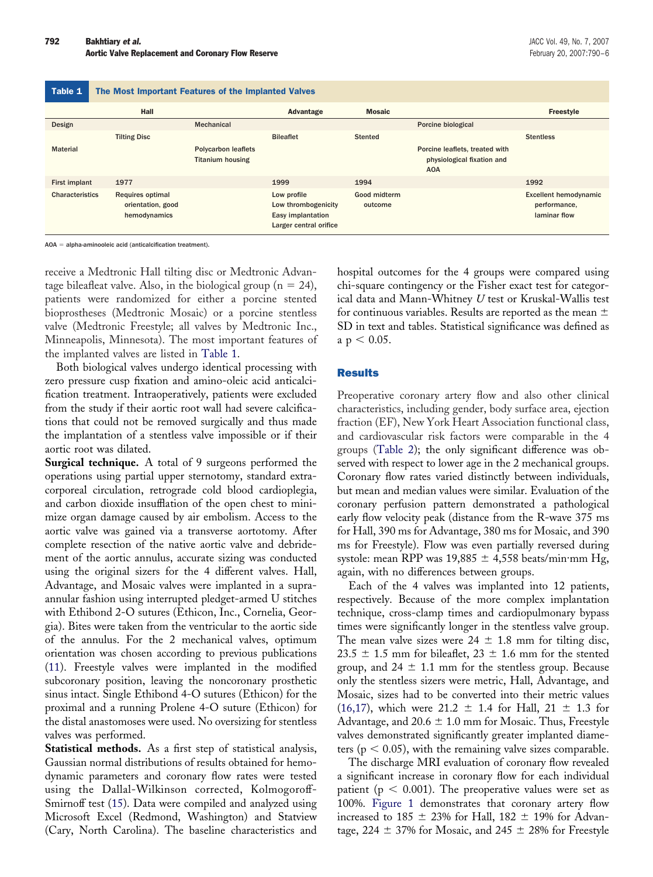**Table 1 The Most Important Features of the Implanted Valves**

| | Hall | Advantage | Mosaic | Freestyle |
|---|---|---|---|---|
| Design | Mechanical | | Porcine biological | |
| | Tilting Disc | Bileaflet | Stented | Stentless |
| Material | Polycarbon leaflets<br>Titanium housing | | Porcine leaflets, treated with physiological fixation and AOA | |
| First implant | 1977 | 1999 | 1994 | 1992 |
| Characteristics | Requires optimal orientation, good hemodynamics | Low profile<br>Low thrombogenicity<br>Easy implantation<br>Larger central orifice | Good midterm outcome | Excellent hemodynamic performance, laminar flow |

AOA = alpha-aminooleic acid (anticalcification treatment).

receive a Medtronic Hall tilting disc or Medtronic Advantage bileafleat valve. Also, in the biological group (n = 24), patients were randomized for either a porcine stented bioprostheses (Medtronic Mosaic) or a porcine stentless valve (Medtronic Freestyle; all valves by Medtronic Inc., Minneapolis, Minnesota). The most important features of the implanted valves are listed in Table 1.

Both biological valves undergo identical processing with zero pressure cusp fixation and amino-oleic acid anticalcification treatment. Intraoperatively, patients were excluded from the study if their aortic root wall had severe calcifications that could not be removed surgically and thus made the implantation of a stentless valve impossible or if their aortic root was dilated.

**Surgical technique.** A total of 9 surgeons performed the operations using partial upper sternotomy, standard extracorporeal circulation, retrograde cold blood cardioplegia, and carbon dioxide insufflation of the open chest to minimize organ damage caused by air embolism. Access to the aortic valve was gained via a transverse aortotomy. After complete resection of the native aortic valve and debridement of the aortic annulus, accurate sizing was conducted using the original sizers for the 4 different valves. Hall, Advantage, and Mosaic valves were implanted in a supra-annular fashion using interrupted pledget-armed U stitches with Ethibond 2-O sutures (Ethicon, Inc., Cornelia, Georgia). Bites were taken from the ventricular to the aortic side of the annulus. For the 2 mechanical valves, optimum orientation was chosen according to previous publications (11). Freestyle valves were implanted in the modified subcoronary position, leaving the noncoronary prosthetic sinus intact. Single Ethibond 4-O sutures (Ethicon) for the proximal and a running Prolene 4-O suture (Ethicon) for the distal anastomoses were used. No oversizing for stentless valves was performed.

**Statistical methods.** As a first step of statistical analysis, Gaussian normal distributions of results obtained for hemodynamic parameters and coronary flow rates were tested using the Dallal-Wilkinson corrected, Kolmogoroff-Smirnoff test (15). Data were compiled and analyzed using Microsoft Excel (Redmond, Washington) and Statview (Cary, North Carolina). The baseline characteristics and hospital outcomes for the 4 groups were compared using chi-square contingency or the Fisher exact test for categorical data and Mann-Whitney *U* test or Kruskal-Wallis test for continuous variables. Results are reported as the mean ± SD in text and tables. Statistical significance was defined as a $p < 0.05$.

## Results

Preoperative coronary artery flow and also other clinical characteristics, including gender, body surface area, ejection fraction (EF), New York Heart Association functional class, and cardiovascular risk factors were comparable in the 4 groups (Table 2); the only significant difference was observed with respect to lower age in the 2 mechanical groups. Coronary flow rates varied distinctly between individuals, but mean and median values were similar. Evaluation of the coronary perfusion pattern demonstrated a pathological early flow velocity peak (distance from the R-wave 375 ms for Hall, 390 ms for Advantage, 380 ms for Mosaic, and 390 ms for Freestyle). Flow was even partially reversed during systole: mean RPP was 19,885 ± 4,558 beats/min·mm Hg, again, with no differences between groups.

Each of the 4 valves was implanted into 12 patients, respectively. Because of the more complex implantation technique, cross-clamp times and cardiopulmonary bypass times were significantly longer in the stentless valve group. The mean valve sizes were 24 ± 1.8 mm for tilting disc, 23.5 ± 1.5 mm for bileaflet, 23 ± 1.6 mm for the stented group, and 24 ± 1.1 mm for the stentless group. Because only the stentless sizers were metric, Hall, Advantage, and Mosaic, sizes had to be converted into their metric values (16,17), which were 21.2 ± 1.4 for Hall, 21 ± 1.3 for Advantage, and 20.6 ± 1.0 mm for Mosaic. Thus, Freestyle valves demonstrated significantly greater implanted diameters ($p < 0.05$), with the remaining valve sizes comparable.

The discharge MRI evaluation of coronary flow revealed a significant increase in coronary flow for each individual patient ($p < 0.001$). The preoperative values were set as 100%. Figure 1 demonstrates that coronary artery flow increased to 185 ± 23% for Hall, 182 ± 19% for Advantage, 224 ± 37% for Mosaic, and 245 ± 28% for Freestyle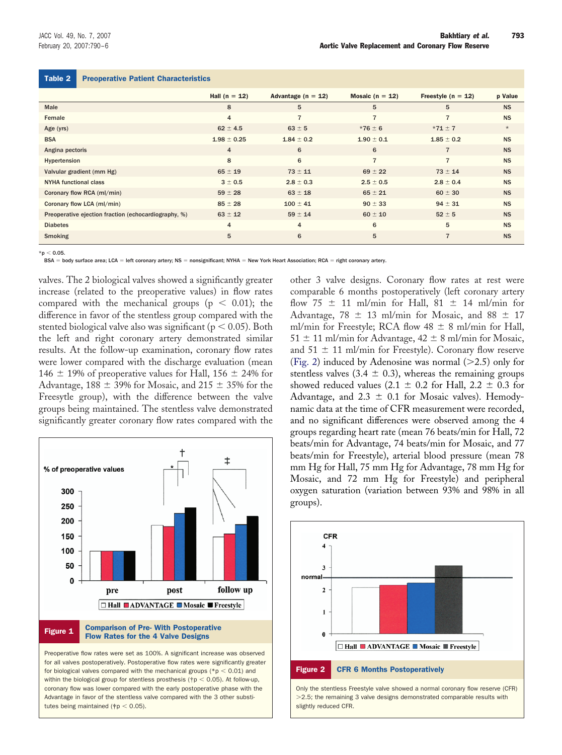**Table 2 Preoperative Patient Characteristics**

| | Hall (n = 12) | Advantage (n = 12) | Mosaic (n = 12) | Freestyle (n = 12) | p Value |
|---|---|---|---|---|---|
| Male | 8 | 5 | 5 | 5 | NS |
| Female | 4 | 7 | 7 | 7 | NS |
| Age (yrs) | 62 ± 4.5 | 63 ± 5 | *76 ± 6 | *71 ± 7 | * |
| BSA | 1.98 ± 0.25 | 1.84 ± 0.2 | 1.90 ± 0.1 | 1.85 ± 0.2 | NS |
| Angina pectoris | 4 | 6 | 6 | 7 | NS |
| Hypertension | 8 | 6 | 7 | 7 | NS |
| Valvular gradient (mm Hg) | 65 ± 19 | 73 ± 11 | 69 ± 22 | 73 ± 14 | NS |
| NYHA functional class | 3 ± 0.5 | 2.8 ± 0.3 | 2.5 ± 0.5 | 2.8 ± 0.4 | NS |
| Coronary flow RCA (ml/min) | 59 ± 28 | 63 ± 18 | 65 ± 21 | 60 ± 30 | NS |
| Coronary flow LCA (ml/min) | 85 ± 28 | 100 ± 41 | 90 ± 33 | 94 ± 31 | NS |
| Preoperative ejection fraction (echocardiography, %) | 63 ± 12 | 59 ± 14 | 60 ± 10 | 52 ± 5 | NS |
| Diabetes | 4 | 4 | 6 | 5 | NS |
| Smoking | 5 | 6 | 5 | 7 | NS |

*$p < 0.05$.
BSA = body surface area; LCA = left coronary artery; NS = nonsignificant; NYHA = New York Heart Association; RCA = right coronary artery.

valves. The 2 biological valves showed a significantly greater increase (related to the preoperative values) in flow rates compared with the mechanical groups ($p < 0.01$); the difference in favor of the stentless group compared with the stented biological valve also was significant ($p < 0.05$). Both the left and right coronary artery demonstrated similar results. At the follow-up examination, coronary flow rates were lower compared with the discharge evaluation (mean 146 ± 19% of preoperative values for Hall, 156 ± 24% for Advantage, 188 ± 39% for Mosaic, and 215 ± 35% for the Freestyle group), with the difference between the valve groups being maintained. The stentless valve demonstrated significantly greater coronary flow rates compared with the other 3 valve designs. Coronary flow rates at rest were comparable 6 months postoperatively (left coronary artery flow 75 ± 11 ml/min for Hall, 81 ± 14 ml/min for Advantage, 78 ± 13 ml/min for Mosaic, and 88 ± 17 ml/min for Freestyle; RCA flow 48 ± 8 ml/min for Hall, 51 ± 11 ml/min for Advantage, 42 ± 8 ml/min for Mosaic, and 51 ± 11 ml/min for Freestyle). Coronary flow reserve (Fig. 2) induced by Adenosine was normal (>2.5) only for stentless valves (3.4 ± 0.3), whereas the remaining groups showed reduced values (2.1 ± 0.2 for Hall, 2.2 ± 0.3 for Advantage, and 2.3 ± 0.1 for Mosaic valves). Hemodynamic data at the time of CFR measurement were recorded, and no significant differences were observed among the 4 groups regarding heart rate (mean 76 beats/min for Hall, 72 beats/min for Advantage, 74 beats/min for Mosaic, and 77 beats/min for Freestyle), arterial blood pressure (mean 78 mm Hg for Hall, 75 mm Hg for Advantage, 78 mm Hg for Mosaic, and 72 mm Hg for Freestyle) and peripheral oxygen saturation (variation between 93% and 98% in all groups).

% of preoperative values
300
250
200
150
100
50
0
pre
post
follow up
*
†
‡
☐ Hall ■ ADVANTAGE ■ Mosaic ■ Freestyle

**Figure 1 Comparison of Pre- With Postoperative Flow Rates for the 4 Valve Designs**

Preoperative flow rates were set as 100%. A significant increase was observed for all valves postoperatively. Postoperative flow rates were significantly greater for biological valves compared with the mechanical groups (*$p < 0.01$) and within the biological group for stentless prosthesis (†$p < 0.05$). At follow-up, coronary flow was lower compared with the early postoperative phase with the Advantage in favor of the stentless valve compared with the 3 other substitutes being maintained (‡$p < 0.05$).

CFR
4
3
normal
2
1
0
☐ Hall ■ ADVANTAGE ■ Mosaic ■ Freestyle

**Figure 2 CFR 6 Months Postoperatively**

Only the stentless Freestyle valve showed a normal coronary flow reserve (CFR) >2.5; the remaining 3 valve designs demonstrated comparable results with slightly reduced CFR.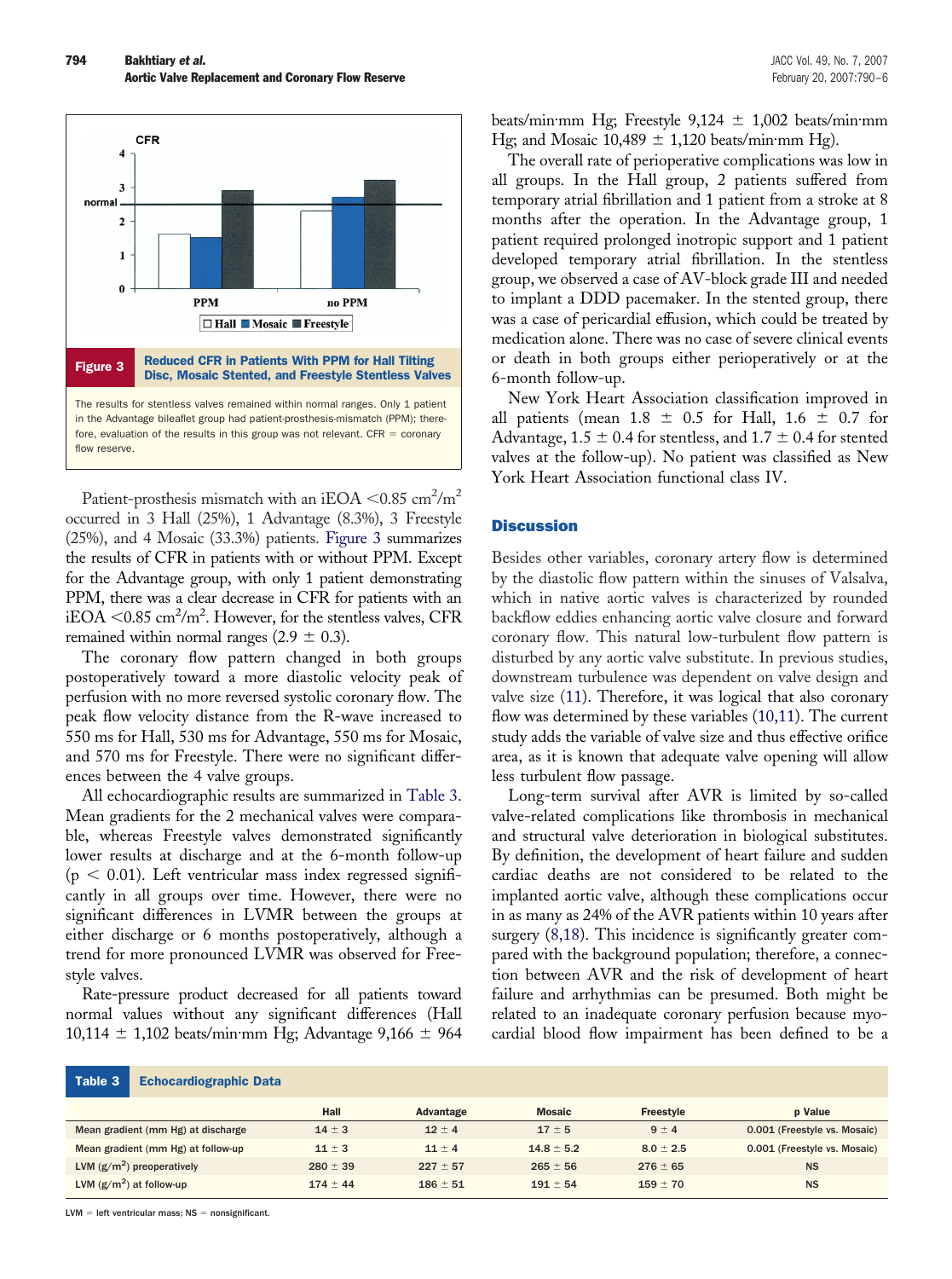CFR

4

3

normal

2

1

0

PPM

no PPM

☐ Hall ■ Mosaic ■ Freestyle

**Figure 3** **Reduced CFR in Patients With PPM for Hall Tilting Disc, Mosaic Stented, and Freestyle Stentless Valves**

The results for stentless valves remained within normal ranges. Only 1 patient in the Advantage bileaflet group had patient-prosthesis-mismatch (PPM); therefore, evaluation of the results in this group was not relevant. CFR = coronary flow reserve.

Patient-prosthesis mismatch with an iEOA $<0.85$ cm$^2$/m$^2$ occurred in 3 Hall (25%), 1 Advantage (8.3%), 3 Freestyle (25%), and 4 Mosaic (33.3%) patients. Figure 3 summarizes the results of CFR in patients with or without PPM. Except for the Advantage group, with only 1 patient demonstrating PPM, there was a clear decrease in CFR for patients with an iEOA $<0.85$ cm$^2$/m$^2$. However, for the stentless valves, CFR remained within normal ranges ($2.9 \pm 0.3$).

The coronary flow pattern changed in both groups postoperatively toward a more diastolic velocity peak of perfusion with no more reversed systolic coronary flow. The peak flow velocity distance from the R-wave increased to 550 ms for Hall, 530 ms for Advantage, 550 ms for Mosaic, and 570 ms for Freestyle. There were no significant differences between the 4 valve groups.

All echocardiographic results are summarized in Table 3. Mean gradients for the 2 mechanical valves were comparable, whereas Freestyle valves demonstrated significantly lower results at discharge and at the 6-month follow-up ($p < 0.01$). Left ventricular mass index regressed significantly in all groups over time. However, there were no significant differences in LVMR between the groups at either discharge or 6 months postoperatively, although a trend for more pronounced LVMR was observed for Freestyle valves.

Rate-pressure product decreased for all patients toward normal values without any significant differences (Hall 10,114 ± 1,102 beats/min·mm Hg; Advantage 9,166 ± 964 beats/min·mm Hg; Freestyle 9,124 ± 1,002 beats/min·mm Hg; and Mosaic 10,489 ± 1,120 beats/min·mm Hg).

The overall rate of perioperative complications was low in all groups. In the Hall group, 2 patients suffered from temporary atrial fibrillation and 1 patient from a stroke at 8 months after the operation. In the Advantage group, 1 patient required prolonged inotropic support and 1 patient developed temporary atrial fibrillation. In the stentless group, we observed a case of AV-block grade III and needed to implant a DDD pacemaker. In the stented group, there was a case of pericardial effusion, which could be treated by medication alone. There was no case of severe clinical events or death in both groups either perioperatively or at the 6-month follow-up.

New York Heart Association classification improved in all patients (mean 1.8 ± 0.5 for Hall, 1.6 ± 0.7 for Advantage, 1.5 ± 0.4 for stentless, and 1.7 ± 0.4 for stented valves at the follow-up). No patient was classified as New York Heart Association functional class IV.

## Discussion

Besides other variables, coronary artery flow is determined by the diastolic flow pattern within the sinuses of Valsalva, which in native aortic valves is characterized by rounded backflow eddies enhancing aortic valve closure and forward coronary flow. This natural low-turbulent flow pattern is disturbed by any aortic valve substitute. In previous studies, downstream turbulence was dependent on valve design and valve size (11). Therefore, it was logical that also coronary flow was determined by these variables (10,11). The current study adds the variable of valve size and thus effective orifice area, as it is known that adequate valve opening will allow less turbulent flow passage.

Long-term survival after AVR is limited by so-called valve-related complications like thrombosis in mechanical and structural valve deterioration in biological substitutes. By definition, the development of heart failure and sudden cardiac deaths are not considered to be related to the implanted aortic valve, although these complications occur in as many as 24% of the AVR patients within 10 years after surgery (8,18). This incidence is significantly greater compared with the background population; therefore, a connection between AVR and the risk of development of heart failure and arrhythmias can be presumed. Both might be related to an inadequate coronary perfusion because myocardial blood flow impairment has been defined to be a

**Table 3** **Echocardiographic Data**

| | Hall | Advantage | Mosaic | Freestyle | p Value |
|---|---|---|---|---|---|
| Mean gradient (mm Hg) at discharge | 14 ± 3 | 12 ± 4 | 17 ± 5 | 9 ± 4 | 0.001 (Freestyle vs. Mosaic) |
| Mean gradient (mm Hg) at follow-up | 11 ± 3 | 11 ± 4 | 14.8 ± 5.2 | 8.0 ± 2.5 | 0.001 (Freestyle vs. Mosaic) |
| LVM (g/m$^2$) preoperatively | 280 ± 39 | 227 ± 57 | 265 ± 56 | 276 ± 65 | NS |
| LVM (g/m$^2$) at follow-up | 174 ± 44 | 186 ± 51 | 191 ± 54 | 159 ± 70 | NS |

LVM = left ventricular mass; NS = nonsignificant.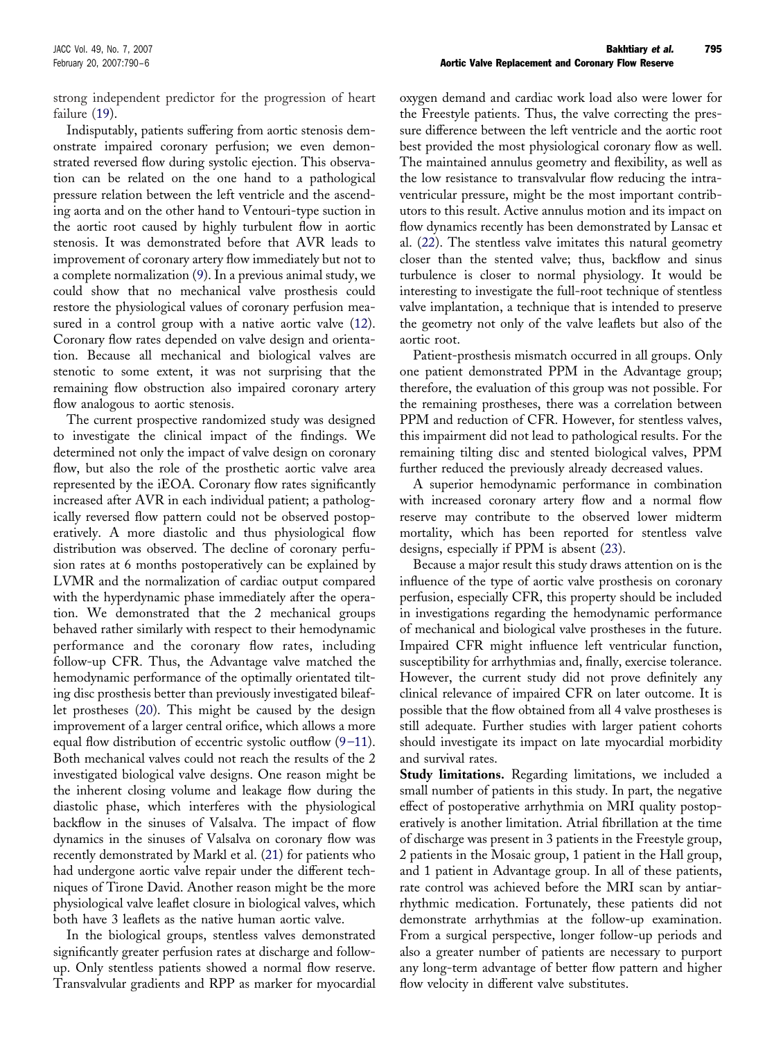strong independent predictor for the progression of heart failure (19).

Indisputably, patients suffering from aortic stenosis demonstrate impaired coronary perfusion; we even demonstrated reversed flow during systolic ejection. This observation can be related on the one hand to a pathological pressure relation between the left ventricle and the ascending aorta and on the other hand to Ventouri-type suction in the aortic root caused by highly turbulent flow in aortic stenosis. It was demonstrated before that AVR leads to improvement of coronary artery flow immediately but not to a complete normalization (9). In a previous animal study, we could show that no mechanical valve prosthesis could restore the physiological values of coronary perfusion measured in a control group with a native aortic valve (12). Coronary flow rates depended on valve design and orientation. Because all mechanical and biological valves are stenotic to some extent, it was not surprising that the remaining flow obstruction also impaired coronary artery flow analogous to aortic stenosis.

The current prospective randomized study was designed to investigate the clinical impact of the findings. We determined not only the impact of valve design on coronary flow, but also the role of the prosthetic aortic valve area represented by the iEOA. Coronary flow rates significantly increased after AVR in each individual patient; a pathologically reversed flow pattern could not be observed postoperatively. A more diastolic and thus physiological flow distribution was observed. The decline of coronary perfusion rates at 6 months postoperatively can be explained by LVMR and the normalization of cardiac output compared with the hyperdynamic phase immediately after the operation. We demonstrated that the 2 mechanical groups behaved rather similarly with respect to their hemodynamic performance and the coronary flow rates, including follow-up CFR. Thus, the Advantage valve matched the hemodynamic performance of the optimally orientated tilting disc prosthesis better than previously investigated bileaflet prostheses (20). This might be caused by the design improvement of a larger central orifice, which allows a more equal flow distribution of eccentric systolic outflow (9–11). Both mechanical valves could not reach the results of the 2 investigated biological valve designs. One reason might be the inherent closing volume and leakage flow during the diastolic phase, which interferes with the physiological backflow in the sinuses of Valsalva. The impact of flow dynamics in the sinuses of Valsalva on coronary flow was recently demonstrated by Markl et al. (21) for patients who had undergone aortic valve repair under the different techniques of Tirone David. Another reason might be the more physiological valve leaflet closure in biological valves, which both have 3 leaflets as the native human aortic valve.

In the biological groups, stentless valves demonstrated significantly greater perfusion rates at discharge and follow-up. Only stentless patients showed a normal flow reserve. Transvalvular gradients and RPP as marker for myocardial oxygen demand and cardiac work load also were lower for the Freestyle patients. Thus, the valve correcting the pressure difference between the left ventricle and the aortic root best provided the most physiological coronary flow as well. The maintained annulus geometry and flexibility, as well as the low resistance to transvalvular flow reducing the intraventricular pressure, might be the most important contributors to this result. Active annulus motion and its impact on flow dynamics recently has been demonstrated by Lansac et al. (22). The stentless valve imitates this natural geometry closer than the stented valve; thus, backflow and sinus turbulence is closer to normal physiology. It would be interesting to investigate the full-root technique of stentless valve implantation, a technique that is intended to preserve the geometry not only of the valve leaflets but also of the aortic root.

Patient-prosthesis mismatch occurred in all groups. Only one patient demonstrated PPM in the Advantage group; therefore, the evaluation of this group was not possible. For the remaining prostheses, there was a correlation between PPM and reduction of CFR. However, for stentless valves, this impairment did not lead to pathological results. For the remaining tilting disc and stented biological valves, PPM further reduced the previously already decreased values.

A superior hemodynamic performance in combination with increased coronary artery flow and a normal flow reserve may contribute to the observed lower midterm mortality, which has been reported for stentless valve designs, especially if PPM is absent (23).

Because a major result this study draws attention on is the influence of the type of aortic valve prosthesis on coronary perfusion, especially CFR, this property should be included in investigations regarding the hemodynamic performance of mechanical and biological valve prostheses in the future. Impaired CFR might influence left ventricular function, susceptibility for arrhythmias and, finally, exercise tolerance. However, the current study did not prove definitely any clinical relevance of impaired CFR on later outcome. It is possible that the flow obtained from all 4 valve prostheses is still adequate. Further studies with larger patient cohorts should investigate its impact on late myocardial morbidity and survival rates.

**Study limitations.** Regarding limitations, we included a small number of patients in this study. In part, the negative effect of postoperative arrhythmia on MRI quality postoperatively is another limitation. Atrial fibrillation at the time of discharge was present in 3 patients in the Freestyle group, 2 patients in the Mosaic group, 1 patient in the Hall group, and 1 patient in Advantage group. In all of these patients, rate control was achieved before the MRI scan by antiarrhythmic medication. Fortunately, these patients did not demonstrate arrhythmias at the follow-up examination. From a surgical perspective, longer follow-up periods and also a greater number of patients are necessary to purport any long-term advantage of better flow pattern and higher flow velocity in different valve substitutes.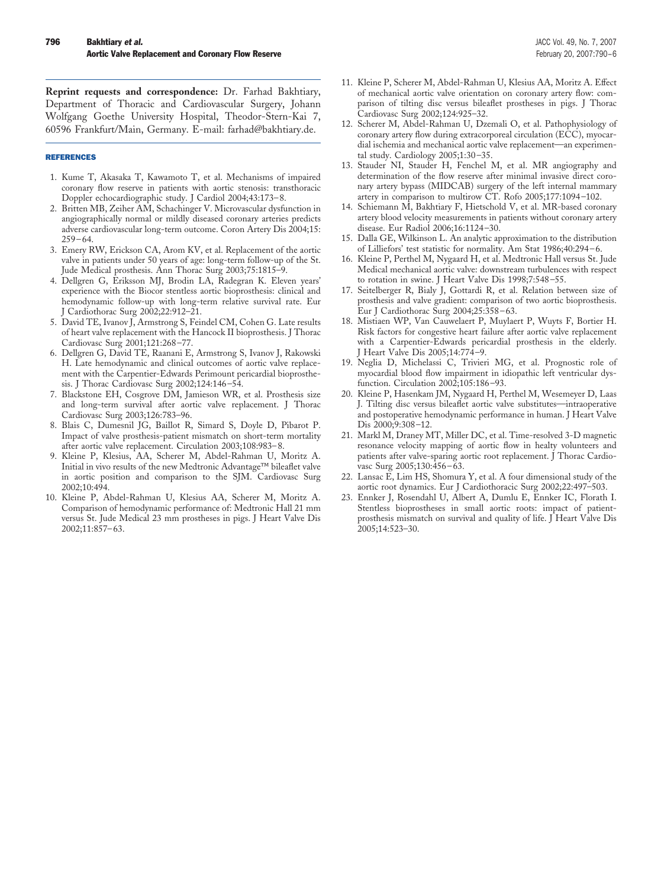**Reprint requests and correspondence:** Dr. Farhad Bakhtiary, Department of Thoracic and Cardiovascular Surgery, Johann Wolfgang Goethe University Hospital, Theodor-Stern-Kai 7, 60596 Frankfurt/Main, Germany. E-mail: farhad@bakhtiary.de.

## REFERENCES

1. Kume T, Akasaka T, Kawamoto T, et al. Mechanisms of impaired coronary flow reserve in patients with aortic stenosis: transthoracic Doppler echocardiographic study. J Cardiol 2004;43:173–8.
2. Britten MB, Zeiher AM, Schachinger V. Microvascular dysfunction in angiographically normal or mildly diseased coronary arteries predicts adverse cardiovascular long-term outcome. Coron Artery Dis 2004;15: 259–64.
3. Emery RW, Erickson CA, Arom KV, et al. Replacement of the aortic valve in patients under 50 years of age: long-term follow-up of the St. Jude Medical prosthesis. Ann Thorac Surg 2003;75:1815–9.
4. Dellgren G, Eriksson MJ, Brodin LA, Radegran K. Eleven years' experience with the Biocor stentless aortic bioprosthesis: clinical and hemodynamic follow-up with long-term relative survival rate. Eur J Cardiothorac Surg 2002;22:912–21.
5. David TE, Ivanov J, Armstrong S, Feindel CM, Cohen G. Late results of heart valve replacement with the Hancock II bioprosthesis. J Thorac Cardiovasc Surg 2001;121:268–77.
6. Dellgren G, David TE, Raanani E, Armstrong S, Ivanov J, Rakowski H. Late hemodynamic and clinical outcomes of aortic valve replacement with the Carpentier-Edwards Perimount pericardial bioprosthesis. J Thorac Cardiovasc Surg 2002;124:146–54.
7. Blackstone EH, Cosgrove DM, Jamieson WR, et al. Prosthesis size and long-term survival after aortic valve replacement. J Thorac Cardiovasc Surg 2003;126:783–96.
8. Blais C, Dumesnil JG, Baillot R, Simard S, Doyle D, Pibarot P. Impact of valve prosthesis-patient mismatch on short-term mortality after aortic valve replacement. Circulation 2003;108:983–8.
9. Kleine P, Klesius, AA, Scherer M, Abdel-Rahman U, Moritz A. Initial in vivo results of the new Medtronic Advantage™ bileaflet valve in aortic position and comparison to the SJM. Cardiovasc Surg 2002;10:494.
10. Kleine P, Abdel-Rahman U, Klesius AA, Scherer M, Moritz A. Comparison of hemodynamic performance of: Medtronic Hall 21 mm versus St. Jude Medical 23 mm prostheses in pigs. J Heart Valve Dis 2002;11:857–63.
11. Kleine P, Scherer M, Abdel-Rahman U, Klesius AA, Moritz A. Effect of mechanical aortic valve orientation on coronary artery flow: comparison of tilting disc versus bileaflet prostheses in pigs. J Thorac Cardiovasc Surg 2002;124:925–32.
12. Scherer M, Abdel-Rahman U, Dzemali O, et al. Pathophysiology of coronary artery flow during extracorporeal circulation (ECC), myocardial ischemia and mechanical aortic valve replacement—an experimental study. Cardiology 2005;1:30–35.
13. Stauder NI, Stauder H, Fenchel M, et al. MR angiography and determination of the flow reserve after minimal invasive direct coronary artery bypass (MIDCAB) surgery of the left internal mammary artery in comparison to multirow CT. Rofo 2005;177:1094–102.
14. Schiemann M, Bakhtiary F, Hietschold V, et al. MR-based coronary artery blood velocity measurements in patients without coronary artery disease. Eur Radiol 2006;16:1124–30.
15. Dalla GE, Wilkinson L. An analytic approximation to the distribution of Lilliefors' test statistic for normality. Am Stat 1986;40:294–6.
16. Kleine P, Perthel M, Nygaard H, et al. Medtronic Hall versus St. Jude Medical mechanical aortic valve: downstream turbulences with respect to rotation in swine. J Heart Valve Dis 1998;7:548–55.
17. Seitelberger R, Bialy J, Gottardi R, et al. Relation between size of prosthesis and valve gradient: comparison of two aortic bioprosthesis. Eur J Cardiothorac Surg 2004;25:358–63.
18. Mistiaen WP, Van Cauwelaert P, Muylaert P, Wuyts F, Bortier H. Risk factors for congestive heart failure after aortic valve replacement with a Carpentier-Edwards pericardial prosthesis in the elderly. J Heart Valve Dis 2005;14:774–9.
19. Neglia D, Michelassi C, Trivieri MG, et al. Prognostic role of myocardial blood flow impairment in idiopathic left ventricular dysfunction. Circulation 2002;105:186–93.
20. Kleine P, Hasenkam JM, Nygaard H, Perthel M, Wesemeyer D, Laas J. Tilting disc versus bileaflet aortic valve substitutes—intraoperative and postoperative hemodynamic performance in human. J Heart Valve Dis 2000;9:308–12.
21. Markl M, Draney MT, Miller DC, et al. Time-resolved 3-D magnetic resonance velocity mapping of aortic flow in healty volunteers and patients after valve-sparing aortic root replacement. J Thorac Cardiovasc Surg 2005;130:456–63.
22. Lansac E, Lim HS, Shomura Y, et al. A four dimensional study of the aortic root dynamics. Eur J Cardiothoracic Surg 2002;22:497–503.
23. Ennker J, Rosendahl U, Albert A, Dumlu E, Ennker IC, Florath I. Stentless bioprostheses in small aortic roots: impact of patient-prosthesis mismatch on survival and quality of life. J Heart Valve Dis 2005;14:523–30.